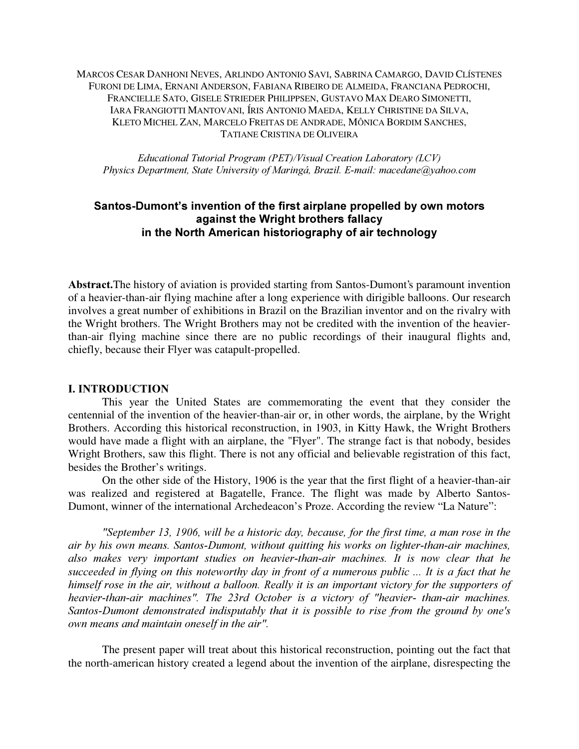MARCOS CESAR DANHONI NEVES, ARLINDO ANTONIO SAVI, SABRINA CAMARGO, DAVID CLÍSTENES FURONI DE LIMA, ERNANI ANDERSON, FABIANA RIBEIRO DE ALMEIDA, FRANCIANA PEDROCHI, FRANCIELLE SATO, GISELE STRIEDER PHILIPPSEN, GUSTAVO MAX DEARO SIMONETTI, IARA FRANGIOTTI MANTOVANI, ÍRIS ANTONIO MAEDA, KELLY CHRISTINE DA SILVA, KLETO MICHEL ZAN, MARCELO FREITAS DE ANDRADE, MÔNICA BORDIM SANCHES, TATIANE CRISTINA DE OLIVEIRA

*Educational Tutorial Program (PET)/Visual Creation Laboratory (LCV)*
*Physics Department, State University of Maringá, Brazil. E-mail: macedane@yahoo.com*

# Santos-Dumont's invention of the first airplane propelled by own motors against the Wright brothers fallacy in the North American historiography of air technology

**Abstract.**The history of aviation is provided starting from Santos-Dumont's paramount invention of a heavier-than-air flying machine after a long experience with dirigible balloons. Our research involves a great number of exhibitions in Brazil on the Brazilian inventor and on the rivalry with the Wright brothers. The Wright Brothers may not be credited with the invention of the heavier-than-air flying machine since there are no public recordings of their inaugural flights and, chiefly, because their Flyer was catapult-propelled.

## I. INTRODUCTION

This year the United States are commemorating the event that they consider the centennial of the invention of the heavier-than-air or, in other words, the airplane, by the Wright Brothers. According this historical reconstruction, in 1903, in Kitty Hawk, the Wright Brothers would have made a flight with an airplane, the "Flyer". The strange fact is that nobody, besides Wright Brothers, saw this flight. There is not any official and believable registration of this fact, besides the Brother's writings.

On the other side of the History, 1906 is the year that the first flight of a heavier-than-air was realized and registered at Bagatelle, France. The flight was made by Alberto Santos-Dumont, winner of the international Archedeacon's Proze. According the review "La Nature":

*"September 13, 1906, will be a historic day, because, for the first time, a man rose in the air by his own means. Santos-Dumont, without quitting his works on lighter-than-air machines, also makes very important studies on heavier-than-air machines. It is now clear that he succeeded in flying on this noteworthy day in front of a numerous public ... It is a fact that he himself rose in the air, without a balloon. Really it is an important victory for the supporters of heavier-than-air machines". The 23rd October is a victory of "heavier- than-air machines. Santos-Dumont demonstrated indisputably that it is possible to rise from the ground by one's own means and maintain oneself in the air".*

The present paper will treat about this historical reconstruction, pointing out the fact that the north-american history created a legend about the invention of the airplane, disrespecting the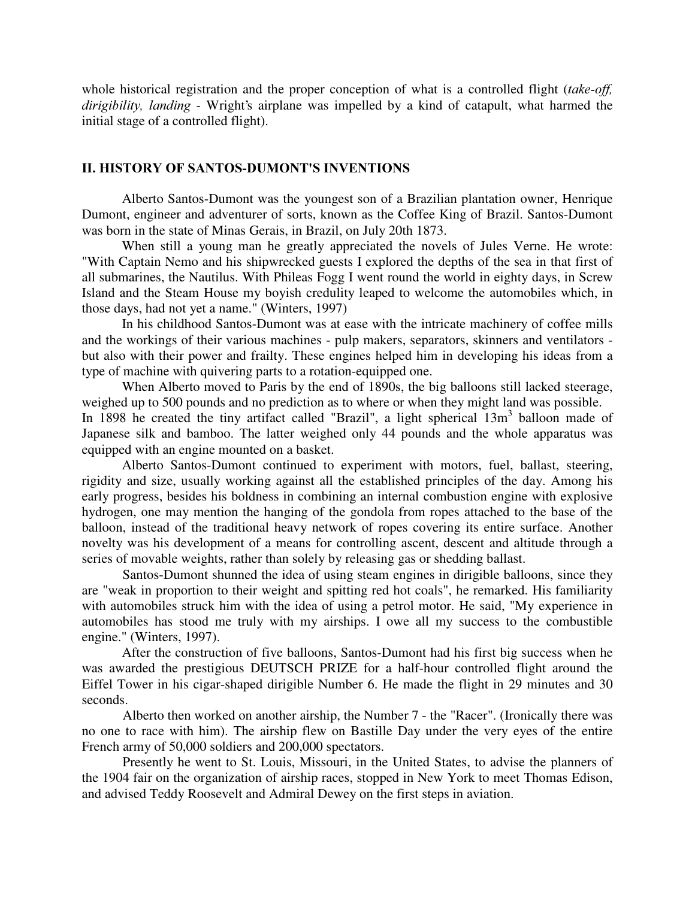whole historical registration and the proper conception of what is a controlled flight (*take-off, dirigibility, landing* - Wright's airplane was impelled by a kind of catapult, what harmed the initial stage of a controlled flight).

## II. HISTORY OF SANTOS-DUMONT'S INVENTIONS

Alberto Santos-Dumont was the youngest son of a Brazilian plantation owner, Henrique Dumont, engineer and adventurer of sorts, known as the Coffee King of Brazil. Santos-Dumont was born in the state of Minas Gerais, in Brazil, on July 20th 1873.

When still a young man he greatly appreciated the novels of Jules Verne. He wrote: "With Captain Nemo and his shipwrecked guests I explored the depths of the sea in that first of all submarines, the Nautilus. With Phileas Fogg I went round the world in eighty days, in Screw Island and the Steam House my boyish credulity leaped to welcome the automobiles which, in those days, had not yet a name." (Winters, 1997)

In his childhood Santos-Dumont was at ease with the intricate machinery of coffee mills and the workings of their various machines - pulp makers, separators, skinners and ventilators - but also with their power and frailty. These engines helped him in developing his ideas from a type of machine with quivering parts to a rotation-equipped one.

When Alberto moved to Paris by the end of 1890s, the big balloons still lacked steerage, weighed up to 500 pounds and no prediction as to where or when they might land was possible.
In 1898 he created the tiny artifact called "Brazil", a light spherical 13m$^3$ balloon made of Japanese silk and bamboo. The latter weighed only 44 pounds and the whole apparatus was equipped with an engine mounted on a basket.

Alberto Santos-Dumont continued to experiment with motors, fuel, ballast, steering, rigidity and size, usually working against all the established principles of the day. Among his early progress, besides his boldness in combining an internal combustion engine with explosive hydrogen, one may mention the hanging of the gondola from ropes attached to the base of the balloon, instead of the traditional heavy network of ropes covering its entire surface. Another novelty was his development of a means for controlling ascent, descent and altitude through a series of movable weights, rather than solely by releasing gas or shedding ballast.

Santos-Dumont shunned the idea of using steam engines in dirigible balloons, since they are "weak in proportion to their weight and spitting red hot coals", he remarked. His familiarity with automobiles struck him with the idea of using a petrol motor. He said, "My experience in automobiles has stood me truly with my airships. I owe all my success to the combustible engine." (Winters, 1997).

After the construction of five balloons, Santos-Dumont had his first big success when he was awarded the prestigious DEUTSCH PRIZE for a half-hour controlled flight around the Eiffel Tower in his cigar-shaped dirigible Number 6. He made the flight in 29 minutes and 30 seconds.

Alberto then worked on another airship, the Number 7 - the "Racer". (Ironically there was no one to race with him). The airship flew on Bastille Day under the very eyes of the entire French army of 50,000 soldiers and 200,000 spectators.

Presently he went to St. Louis, Missouri, in the United States, to advise the planners of the 1904 fair on the organization of airship races, stopped in New York to meet Thomas Edison, and advised Teddy Roosevelt and Admiral Dewey on the first steps in aviation.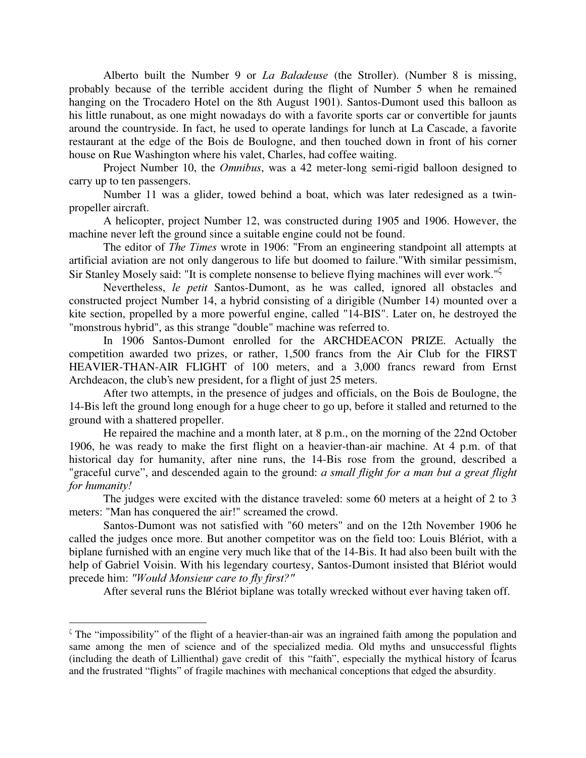Alberto built the Number 9 or *La Baladeuse* (the Stroller). (Number 8 is missing, probably because of the terrible accident during the flight of Number 5 when he remained hanging on the Trocadero Hotel on the 8th August 1901). Santos-Dumont used this balloon as his little runabout, as one might nowadays do with a favorite sports car or convertible for jaunts around the countryside. In fact, he used to operate landings for lunch at La Cascade, a favorite restaurant at the edge of the Bois de Boulogne, and then touched down in front of his corner house on Rue Washington where his valet, Charles, had coffee waiting.

Project Number 10, the *Omnibus*, was a 42 meter-long semi-rigid balloon designed to carry up to ten passengers.

Number 11 was a glider, towed behind a boat, which was later redesigned as a twin-propeller aircraft.

A helicopter, project Number 12, was constructed during 1905 and 1906. However, the machine never left the ground since a suitable engine could not be found.

The editor of *The Times* wrote in 1906: "From an engineering standpoint all attempts at artificial aviation are not only dangerous to life but doomed to failure."With similar pessimism, Sir Stanley Mosely said: "It is complete nonsense to believe flying machines will ever work."[ς]

Nevertheless, *le petit* Santos-Dumont, as he was called, ignored all obstacles and constructed project Number 14, a hybrid consisting of a dirigible (Number 14) mounted over a kite section, propelled by a more powerful engine, called "14-BIS". Later on, he destroyed the "monstrous hybrid", as this strange "double" machine was referred to.

In 1906 Santos-Dumont enrolled for the ARCHDEACON PRIZE. Actually the competition awarded two prizes, or rather, 1,500 francs from the Air Club for the FIRST HEAVIER-THAN-AIR FLIGHT of 100 meters, and a 3,000 francs reward from Ernst Archdeacon, the club's new president, for a flight of just 25 meters.

After two attempts, in the presence of judges and officials, on the Bois de Boulogne, the 14-Bis left the ground long enough for a huge cheer to go up, before it stalled and returned to the ground with a shattered propeller.

He repaired the machine and a month later, at 8 p.m., on the morning of the 22nd October 1906, he was ready to make the first flight on a heavier-than-air machine. At 4 p.m. of that historical day for humanity, after nine runs, the 14-Bis rose from the ground, described a "graceful curve", and descended again to the ground: ***a small flight for a man but a great flight for humanity!***

The judges were excited with the distance traveled: some 60 meters at a height of 2 to 3 meters: "Man has conquered the air!" screamed the crowd.

Santos-Dumont was not satisfied with "60 meters" and on the 12th November 1906 he called the judges once more. But another competitor was on the field too: Louis Blériot, with a biplane furnished with an engine very much like that of the 14-Bis. It had also been built with the help of Gabriel Voisin. With his legendary courtesy, Santos-Dumont insisted that Blériot would precede him: *"Would Monsieur care to fly first?"*

After several runs the Blériot biplane was totally wrecked without ever having taken off.

---

[ς] The "impossibility" of the flight of a heavier-than-air was an ingrained faith among the population and same among the men of science and of the specialized media. Old myths and unsuccessful flights (including the death of Lillienthal) gave credit of this "faith", especially the mythical history of Ícarus and the frustrated "flights" of fragile machines with mechanical conceptions that edged the absurdity.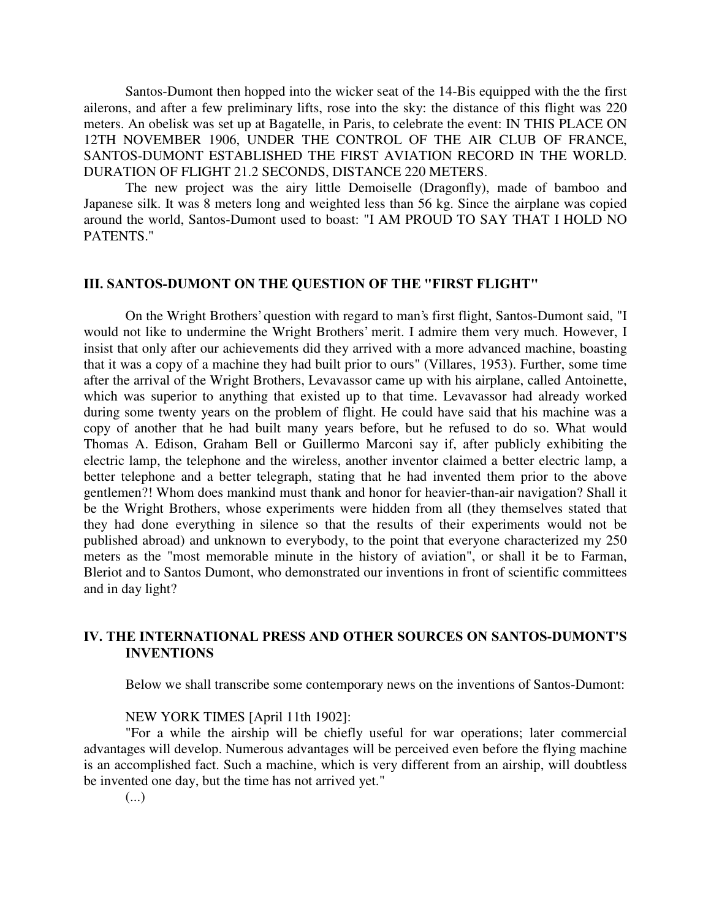Santos-Dumont then hopped into the wicker seat of the 14-Bis equipped with the the first ailerons, and after a few preliminary lifts, rose into the sky: the distance of this flight was 220 meters. An obelisk was set up at Bagatelle, in Paris, to celebrate the event: IN THIS PLACE ON 12TH NOVEMBER 1906, UNDER THE CONTROL OF THE AIR CLUB OF FRANCE, SANTOS-DUMONT ESTABLISHED THE FIRST AVIATION RECORD IN THE WORLD. DURATION OF FLIGHT 21.2 SECONDS, DISTANCE 220 METERS.

The new project was the airy little Demoiselle (Dragonfly), made of bamboo and Japanese silk. It was 8 meters long and weighted less than 56 kg. Since the airplane was copied around the world, Santos-Dumont used to boast: "I AM PROUD TO SAY THAT I HOLD NO PATENTS."

## III. SANTOS-DUMONT ON THE QUESTION OF THE "FIRST FLIGHT"

On the Wright Brothers' question with regard to man's first flight, Santos-Dumont said, "I would not like to undermine the Wright Brothers' merit. I admire them very much. However, I insist that only after our achievements did they arrived with a more advanced machine, boasting that it was a copy of a machine they had built prior to ours" (Villares, 1953). Further, some time after the arrival of the Wright Brothers, Levavassor came up with his airplane, called Antoinette, which was superior to anything that existed up to that time. Levavassor had already worked during some twenty years on the problem of flight. He could have said that his machine was a copy of another that he had built many years before, but he refused to do so. What would Thomas A. Edison, Graham Bell or Guillermo Marconi say if, after publicly exhibiting the electric lamp, the telephone and the wireless, another inventor claimed a better electric lamp, a better telephone and a better telegraph, stating that he had invented them prior to the above gentlemen?! Whom does mankind must thank and honor for heavier-than-air navigation? Shall it be the Wright Brothers, whose experiments were hidden from all (they themselves stated that they had done everything in silence so that the results of their experiments would not be published abroad) and unknown to everybody, to the point that everyone characterized my 250 meters as the "most memorable minute in the history of aviation", or shall it be to Farman, Bleriot and to Santos Dumont, who demonstrated our inventions in front of scientific committees and in day light?

## IV. THE INTERNATIONAL PRESS AND OTHER SOURCES ON SANTOS-DUMONT'S INVENTIONS

Below we shall transcribe some contemporary news on the inventions of Santos-Dumont:

NEW YORK TIMES [April 11th 1902]:

"For a while the airship will be chiefly useful for war operations; later commercial advantages will develop. Numerous advantages will be perceived even before the flying machine is an accomplished fact. Such a machine, which is very different from an airship, will doubtless be invented one day, but the time has not arrived yet."

(...)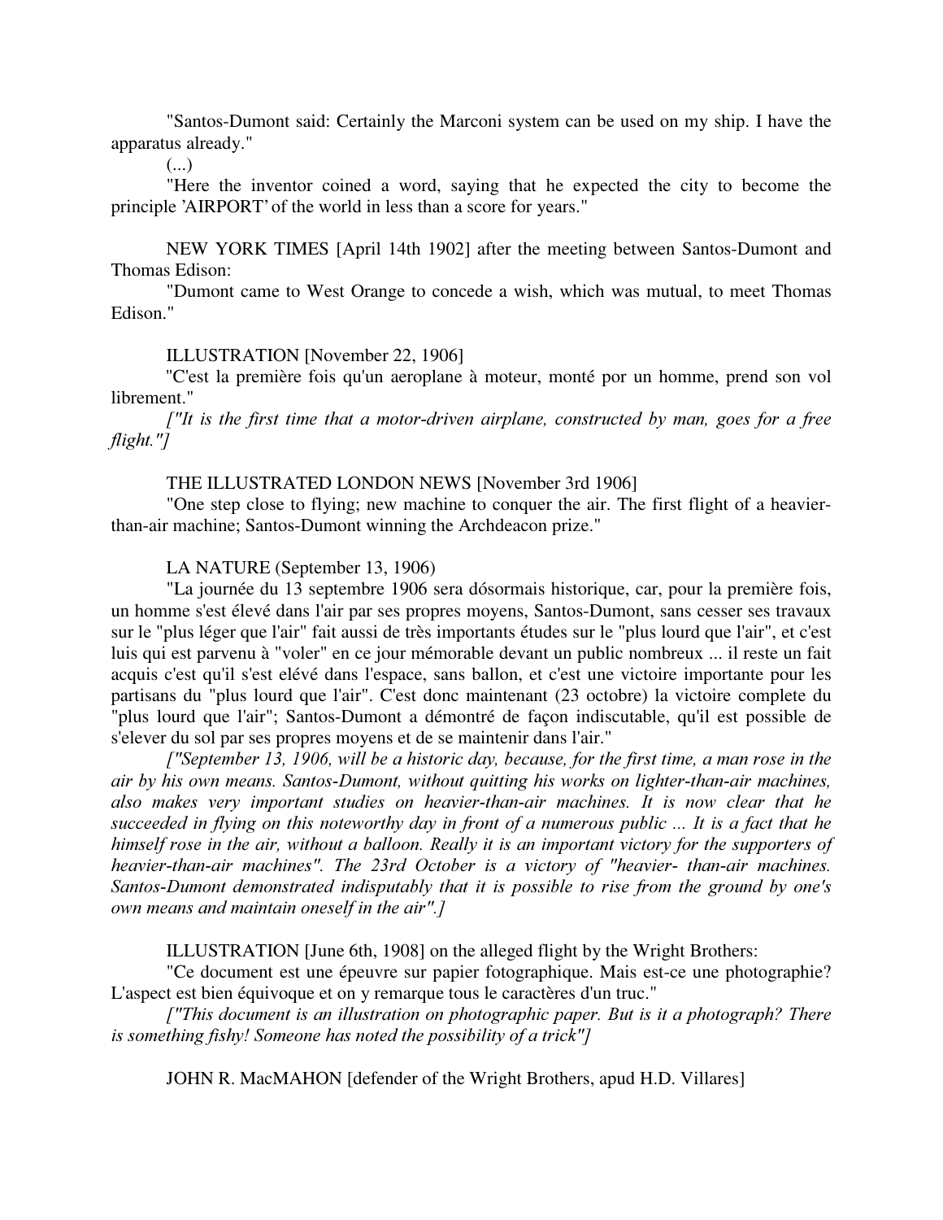"Santos-Dumont said: Certainly the Marconi system can be used on my ship. I have the apparatus already."

(...)

"Here the inventor coined a word, saying that he expected the city to become the principle 'AIRPORT' of the world in less than a score for years."

NEW YORK TIMES [April 14th 1902] after the meeting between Santos-Dumont and Thomas Edison:

"Dumont came to West Orange to concede a wish, which was mutual, to meet Thomas Edison."

ILLUSTRATION [November 22, 1906]

"C'est la première fois qu'un aeroplane à moteur, monté por un homme, prend son vol librement."

*["It is the first time that a motor-driven airplane, constructed by man, goes for a free flight."]*

THE ILLUSTRATED LONDON NEWS [November 3rd 1906]

"One step close to flying; new machine to conquer the air. The first flight of a heavier-than-air machine; Santos-Dumont winning the Archdeacon prize."

LA NATURE (September 13, 1906)

"La journée du 13 septembre 1906 sera dósormais historique, car, pour la première fois, un homme s'est élévé dans l'air par ses propres moyens, Santos-Dumont, sans cesser ses travaux sur le "plus léger que l'air" fait aussi de très importants études sur le "plus lourd que l'air", et c'est luis qui est parvenu à "voler" en ce jour mémorable devant un public nombreux ... il reste un fait acquis c'est qu'il s'est elévé dans l'espace, sans ballon, et c'est une victoire importante pour les partisans du "plus lourd que l'air". C'est donc maintenant (23 octobre) la victoire complete du "plus lourd que l'air"; Santos-Dumont a démontré de façon indiscutable, qu'il est possible de s'elever du sol par ses propres moyens et de se maintenir dans l'air."

*["September 13, 1906, will be a historic day, because, for the first time, a man rose in the air by his own means. Santos-Dumont, without quitting his works on lighter-than-air machines, also makes very important studies on heavier-than-air machines. It is now clear that he succeeded in flying on this noteworthy day in front of a numerous public ... It is a fact that he himself rose in the air, without a balloon. Really it is an important victory for the supporters of heavier-than-air machines". The 23rd October is a victory of "heavier- than-air machines. Santos-Dumont demonstrated indisputably that it is possible to rise from the ground by one's own means and maintain oneself in the air".]*

ILLUSTRATION [June 6th, 1908] on the alleged flight by the Wright Brothers:

"Ce document est une épeuvre sur papier fotographique. Mais est-ce une photographie? L'aspect est bien équivoque et on y remarque tous le caractères d'un truc."

*["This document is an illustration on photographic paper. But is it a photograph? There is something fishy! Someone has noted the possibility of a trick"]*

JOHN R. MacMAHON [defender of the Wright Brothers, apud H.D. Villares]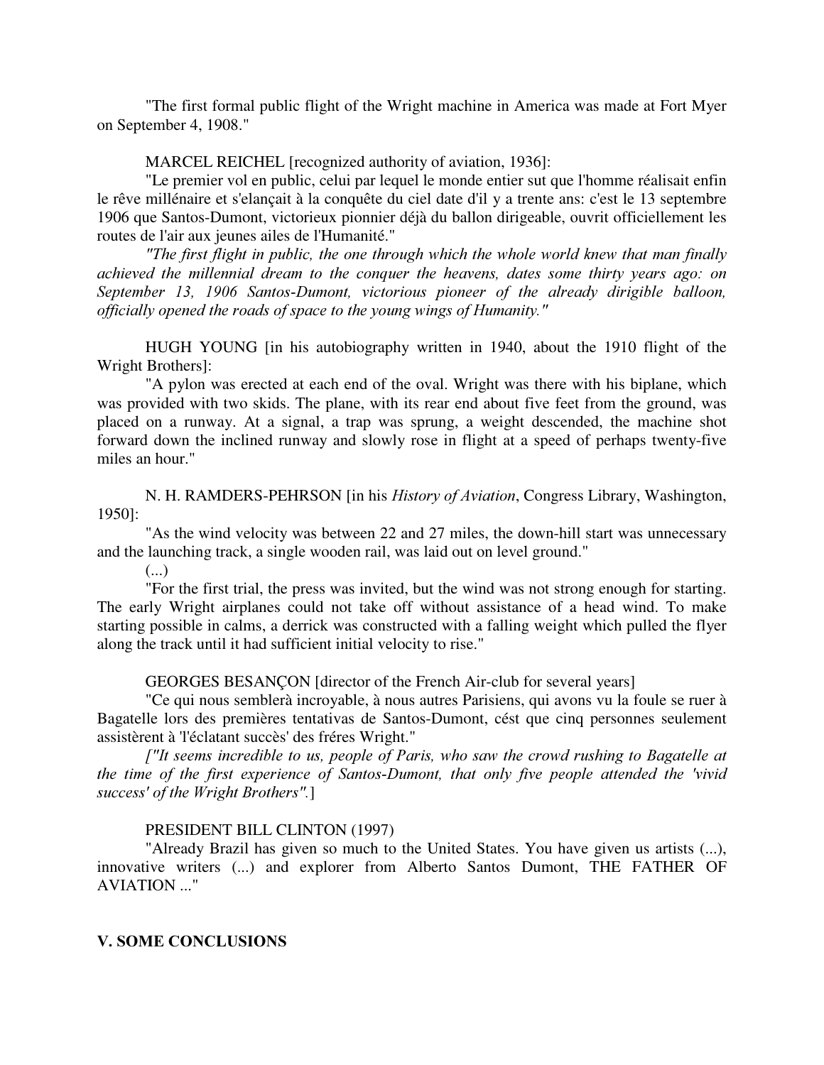"The first formal public flight of the Wright machine in America was made at Fort Myer on September 4, 1908."

MARCEL REICHEL [recognized authority of aviation, 1936]:

"Le premier vol en public, celui par lequel le monde entier sut que l'homme réalisait enfin le rêve millénaire et s'elançait à la conquête du ciel date d'il y a trente ans: c'est le 13 septembre 1906 que Santos-Dumont, victorieux pionnier déjà du ballon dirigeable, ouvrit officiellement les routes de l'air aux jeunes ailes de l'Humanité."

*"The first flight in public, the one through which the whole world knew that man finally achieved the millennial dream to the conquer the heavens, dates some thirty years ago: on September 13, 1906 Santos-Dumont, victorious pioneer of the already dirigible balloon, officially opened the roads of space to the young wings of Humanity."*

HUGH YOUNG [in his autobiography written in 1940, about the 1910 flight of the Wright Brothers]:

"A pylon was erected at each end of the oval. Wright was there with his biplane, which was provided with two skids. The plane, with its rear end about five feet from the ground, was placed on a runway. At a signal, a trap was sprung, a weight descended, the machine shot forward down the inclined runway and slowly rose in flight at a speed of perhaps twenty-five miles an hour."

N. H. RAMDERS-PEHRSON [in his *History of Aviation*, Congress Library, Washington, 1950]:

"As the wind velocity was between 22 and 27 miles, the down-hill start was unnecessary and the launching track, a single wooden rail, was laid out on level ground."

(...)

"For the first trial, the press was invited, but the wind was not strong enough for starting. The early Wright airplanes could not take off without assistance of a head wind. To make starting possible in calms, a derrick was constructed with a falling weight which pulled the flyer along the track until it had sufficient initial velocity to rise."

GEORGES BESANÇON [director of the French Air-club for several years]

"Ce qui nous semblerà incroyable, à nous autres Parisiens, qui avons vu la foule se ruer à Bagatelle lors des premières tentativas de Santos-Dumont, cést que cinq personnes seulement assistèrent à 'l'éclatant succès' des fréres Wright."

*["It seems incredible to us, people of Paris, who saw the crowd rushing to Bagatelle at the time of the first experience of Santos-Dumont, that only five people attended the 'vivid success' of the Wright Brothers".]*

PRESIDENT BILL CLINTON (1997)

"Already Brazil has given so much to the United States. You have given us artists (...), innovative writers (...) and explorer from Alberto Santos Dumont, THE FATHER OF AVIATION ..."

## V. SOME CONCLUSIONS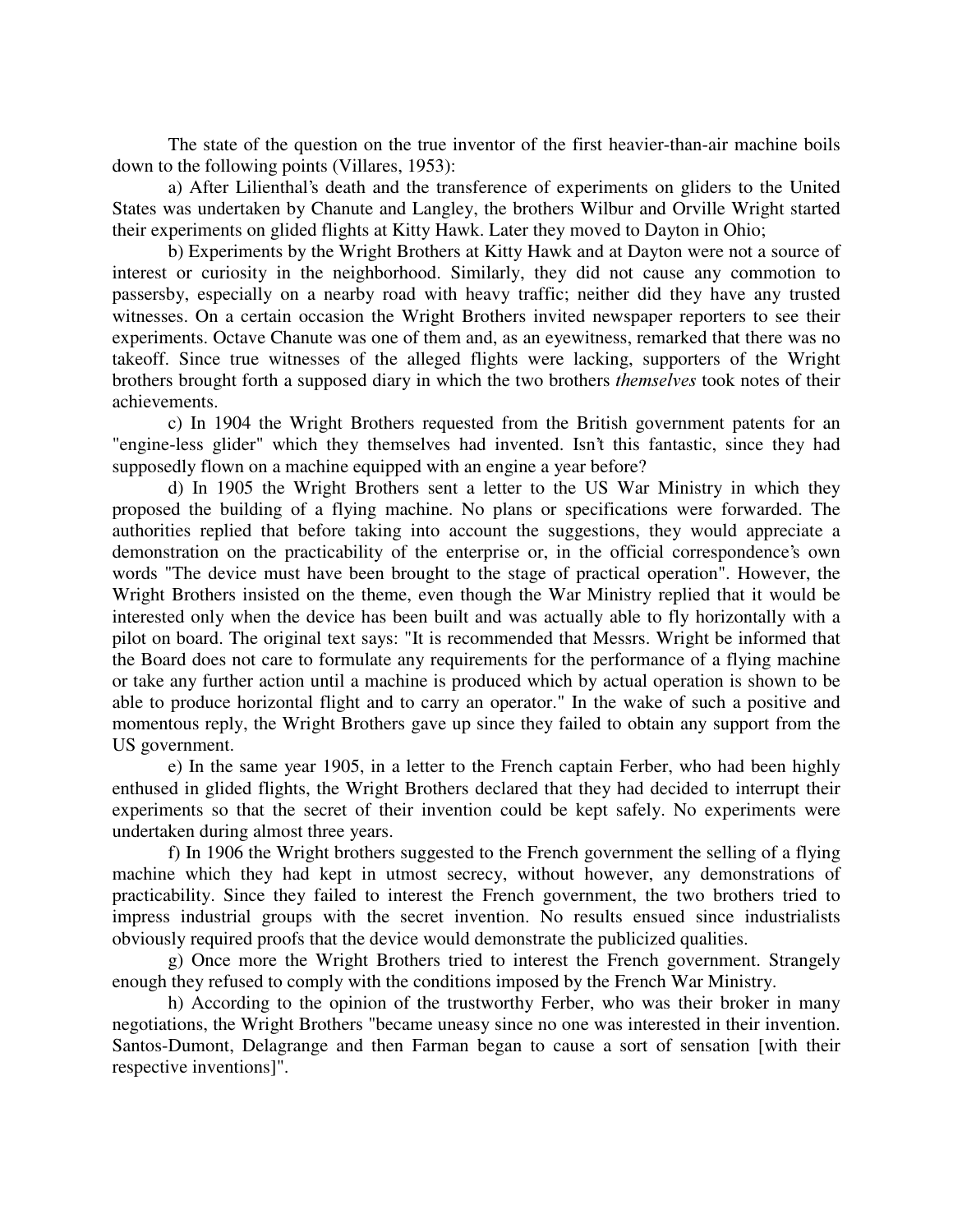The state of the question on the true inventor of the first heavier-than-air machine boils down to the following points (Villares, 1953):

a) After Lilienthal's death and the transference of experiments on gliders to the United States was undertaken by Chanute and Langley, the brothers Wilbur and Orville Wright started their experiments on glided flights at Kitty Hawk. Later they moved to Dayton in Ohio;

b) Experiments by the Wright Brothers at Kitty Hawk and at Dayton were not a source of interest or curiosity in the neighborhood. Similarly, they did not cause any commotion to passersby, especially on a nearby road with heavy traffic; neither did they have any trusted witnesses. On a certain occasion the Wright Brothers invited newspaper reporters to see their experiments. Octave Chanute was one of them and, as an eyewitness, remarked that there was no takeoff. Since true witnesses of the alleged flights were lacking, supporters of the Wright brothers brought forth a supposed diary in which the two brothers *themselves* took notes of their achievements.

c) In 1904 the Wright Brothers requested from the British government patents for an "engine-less glider" which they themselves had invented. Isn't this fantastic, since they had supposedly flown on a machine equipped with an engine a year before?

d) In 1905 the Wright Brothers sent a letter to the US War Ministry in which they proposed the building of a flying machine. No plans or specifications were forwarded. The authorities replied that before taking into account the suggestions, they would appreciate a demonstration on the practicability of the enterprise or, in the official correspondence's own words "The device must have been brought to the stage of practical operation". However, the Wright Brothers insisted on the theme, even though the War Ministry replied that it would be interested only when the device has been built and was actually able to fly horizontally with a pilot on board. The original text says: "It is recommended that Messrs. Wright be informed that the Board does not care to formulate any requirements for the performance of a flying machine or take any further action until a machine is produced which by actual operation is shown to be able to produce horizontal flight and to carry an operator." In the wake of such a positive and momentous reply, the Wright Brothers gave up since they failed to obtain any support from the US government.

e) In the same year 1905, in a letter to the French captain Ferber, who had been highly enthused in glided flights, the Wright Brothers declared that they had decided to interrupt their experiments so that the secret of their invention could be kept safely. No experiments were undertaken during almost three years.

f) In 1906 the Wright brothers suggested to the French government the selling of a flying machine which they had kept in utmost secrecy, without however, any demonstrations of practicability. Since they failed to interest the French government, the two brothers tried to impress industrial groups with the secret invention. No results ensued since industrialists obviously required proofs that the device would demonstrate the publicized qualities.

g) Once more the Wright Brothers tried to interest the French government. Strangely enough they refused to comply with the conditions imposed by the French War Ministry.

h) According to the opinion of the trustworthy Ferber, who was their broker in many negotiations, the Wright Brothers "became uneasy since no one was interested in their invention. Santos-Dumont, Delagrange and then Farman began to cause a sort of sensation [with their respective inventions]".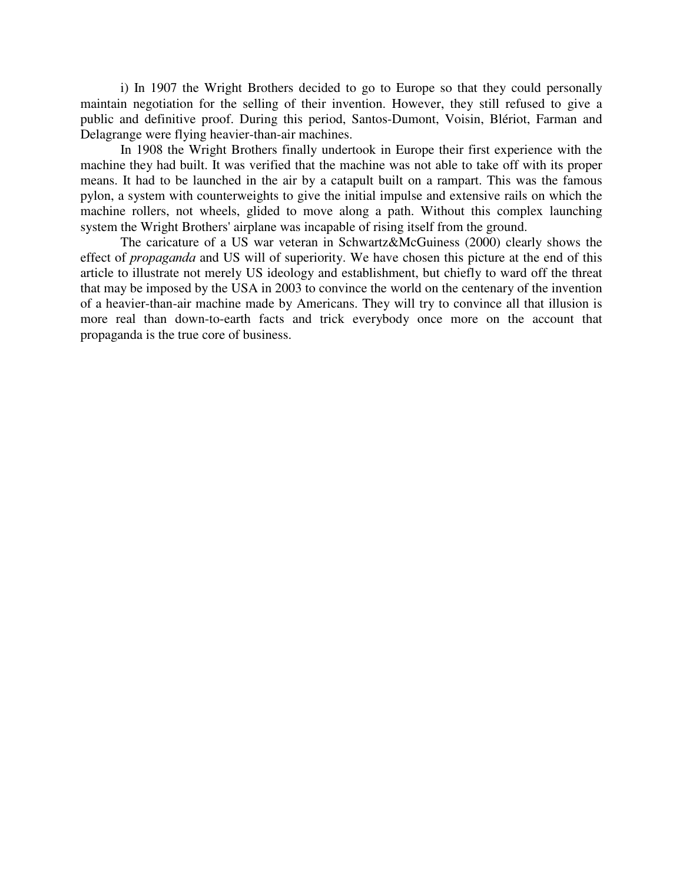i) In 1907 the Wright Brothers decided to go to Europe so that they could personally maintain negotiation for the selling of their invention. However, they still refused to give a public and definitive proof. During this period, Santos-Dumont, Voisin, Blériot, Farman and Delagrange were flying heavier-than-air machines.

In 1908 the Wright Brothers finally undertook in Europe their first experience with the machine they had built. It was verified that the machine was not able to take off with its proper means. It had to be launched in the air by a catapult built on a rampart. This was the famous pylon, a system with counterweights to give the initial impulse and extensive rails on which the machine rollers, not wheels, glided to move along a path. Without this complex launching system the Wright Brothers' airplane was incapable of rising itself from the ground.

The caricature of a US war veteran in Schwartz&McGuiness (2000) clearly shows the effect of *propaganda* and US will of superiority. We have chosen this picture at the end of this article to illustrate not merely US ideology and establishment, but chiefly to ward off the threat that may be imposed by the USA in 2003 to convince the world on the centenary of the invention of a heavier-than-air machine made by Americans. They will try to convince all that illusion is more real than down-to-earth facts and trick everybody once more on the account that propaganda is the true core of business.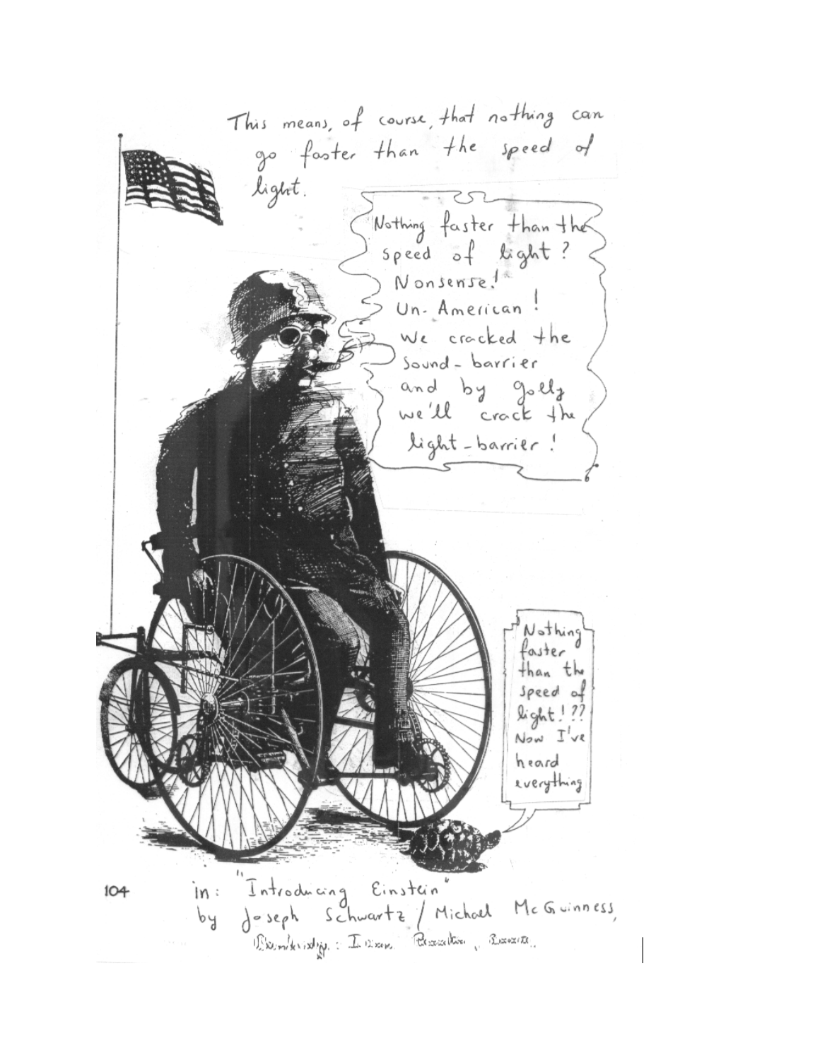This means, of course, that nothing can go faster than the speed of light.

Nothing faster than the speed of light? Nonsense! Un-American! We cracked the sound-barrier and by golly we'll crack the light-barrier!

Nothing faster than the speed of light!?? Now I've heard everything

in: "Introducing Einstein" by Joseph Schwartz / Michael McGuinness,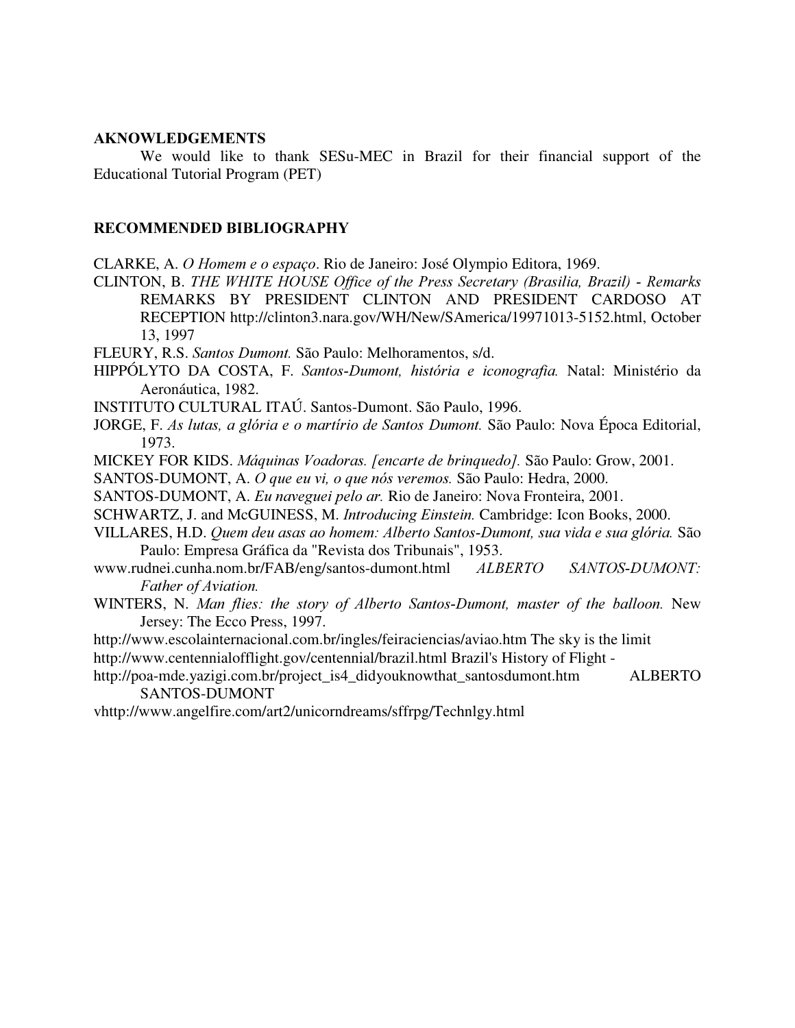## AKNOWLEDGEMENTS

We would like to thank SESu-MEC in Brazil for their financial support of the Educational Tutorial Program (PET)

## RECOMMENDED BIBLIOGRAPHY

CLARKE, A. *O Homem e o espaço*. Rio de Janeiro: José Olympio Editora, 1969.

CLINTON, B. *THE WHITE HOUSE Office of the Press Secretary (Brasilia, Brazil) - Remarks* REMARKS BY PRESIDENT CLINTON AND PRESIDENT CARDOSO AT RECEPTION http://clinton3.nara.gov/WH/New/SAmerica/19971013-5152.html, October 13, 1997

FLEURY, R.S. *Santos Dumont.* São Paulo: Melhoramentos, s/d.

HIPPÓLYTO DA COSTA, F. *Santos-Dumont, história e iconografia.* Natal: Ministério da Aeronáutica, 1982.

INSTITUTO CULTURAL ITAÚ. Santos-Dumont. São Paulo, 1996.

JORGE, F. *As lutas, a glória e o martírio de Santos Dumont.* São Paulo: Nova Época Editorial, 1973.

MICKEY FOR KIDS. *Máquinas Voadoras. [encarte de brinquedo].* São Paulo: Grow, 2001.

SANTOS-DUMONT, A. *O que eu vi, o que nós veremos.* São Paulo: Hedra, 2000.

SANTOS-DUMONT, A. *Eu naveguei pelo ar.* Rio de Janeiro: Nova Fronteira, 2001.

SCHWARTZ, J. and McGUINESS, M. *Introducing Einstein.* Cambridge: Icon Books, 2000.

VILLARES, H.D. *Quem deu asas ao homem: Alberto Santos-Dumont, sua vida e sua glória.* São Paulo: Empresa Gráfica da "Revista dos Tribunais", 1953.

www.rudnei.cunha.nom.br/FAB/eng/santos-dumont.html *ALBERTO SANTOS-DUMONT: Father of Aviation.*

WINTERS, N. *Man flies: the story of Alberto Santos-Dumont, master of the balloon.* New Jersey: The Ecco Press, 1997.

http://www.escolainternacional.com.br/ingles/feiraciencias/aviao.htm The sky is the limit

http://www.centennialofflight.gov/centennial/brazil.html Brazil's History of Flight -

http://poa-mde.yazigi.com.br/project_is4_didyouknowthat_santosdumont.htm ALBERTO SANTOS-DUMONT

vhttp://www.angelfire.com/art2/unicorndreams/sffrpg/Technlgy.html